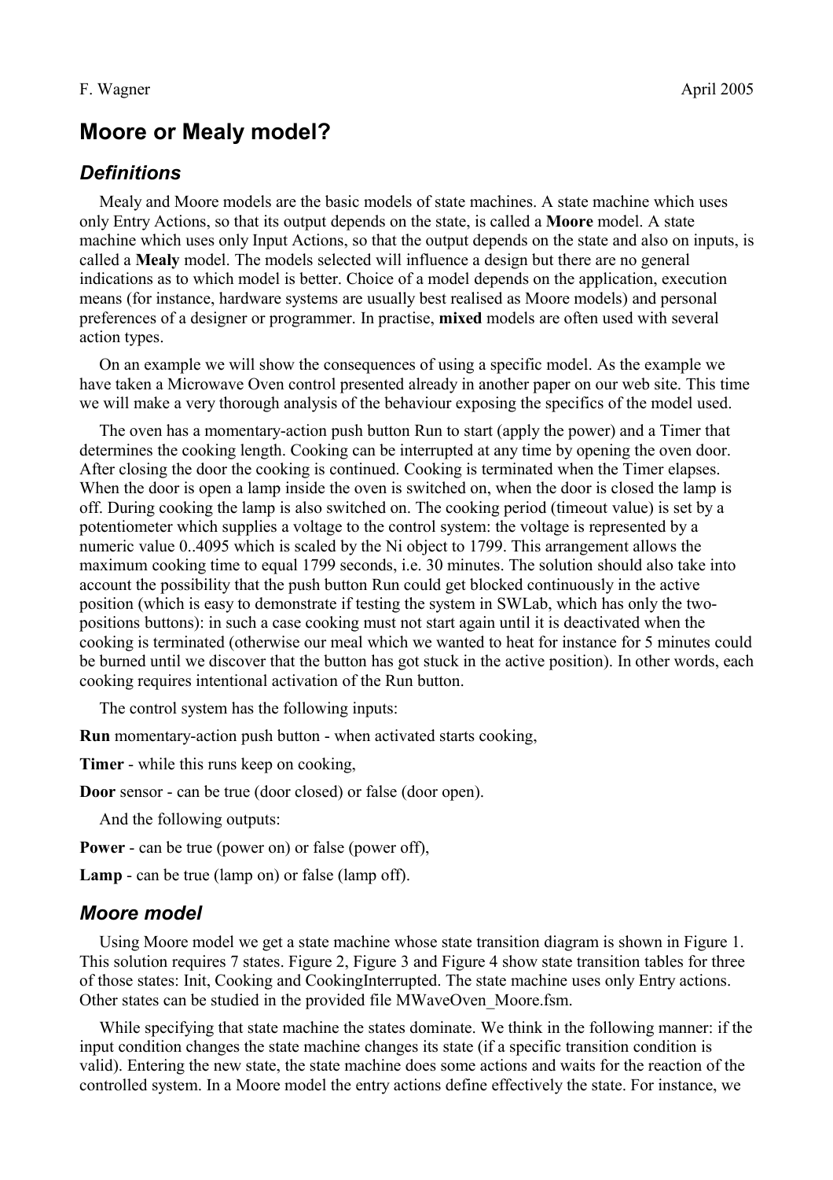F. Wagner April 2005

# Moore or Mealy model?

## *Definitions*

Mealy and Moore models are the basic models of state machines. A state machine which uses only Entry Actions, so that its output depends on the state, is called a **Moore** model. A state machine which uses only Input Actions, so that the output depends on the state and also on inputs, is called a **Mealy** model. The models selected will influence a design but there are no general indications as to which model is better. Choice of a model depends on the application, execution means (for instance, hardware systems are usually best realised as Moore models) and personal preferences of a designer or programmer. In practise, **mixed** models are often used with several action types.

On an example we will show the consequences of using a specific model. As the example we have taken a Microwave Oven control presented already in another paper on our web site. This time we will make a very thorough analysis of the behaviour exposing the specifics of the model used.

The oven has a momentary-action push button Run to start (apply the power) and a Timer that determines the cooking length. Cooking can be interrupted at any time by opening the oven door. After closing the door the cooking is continued. Cooking is terminated when the Timer elapses. When the door is open a lamp inside the oven is switched on, when the door is closed the lamp is off. During cooking the lamp is also switched on. The cooking period (timeout value) is set by a potentiometer which supplies a voltage to the control system: the voltage is represented by a numeric value 0..4095 which is scaled by the Ni object to 1799. This arrangement allows the maximum cooking time to equal 1799 seconds, i.e. 30 minutes. The solution should also take into account the possibility that the push button Run could get blocked continuously in the active position (which is easy to demonstrate if testing the system in SWLab, which has only the two-positions buttons): in such a case cooking must not start again until it is deactivated when the cooking is terminated (otherwise our meal which we wanted to heat for instance for 5 minutes could be burned until we discover that the button has got stuck in the active position). In other words, each cooking requires intentional activation of the Run button.

The control system has the following inputs:

**Run** momentary-action push button - when activated starts cooking,

**Timer** - while this runs keep on cooking,

**Door** sensor - can be true (door closed) or false (door open).

And the following outputs:

**Power** - can be true (power on) or false (power off),

**Lamp** - can be true (lamp on) or false (lamp off).

## *Moore model*

Using Moore model we get a state machine whose state transition diagram is shown in Figure 1. This solution requires 7 states. Figure 2, Figure 3 and Figure 4 show state transition tables for three of those states: Init, Cooking and CookingInterrupted. The state machine uses only Entry actions. Other states can be studied in the provided file MWaveOven_Moore.fsm.

While specifying that state machine the states dominate. We think in the following manner: if the input condition changes the state machine changes its state (if a specific transition condition is valid). Entering the new state, the state machine does some actions and waits for the reaction of the controlled system. In a Moore model the entry actions define effectively the state. For instance, we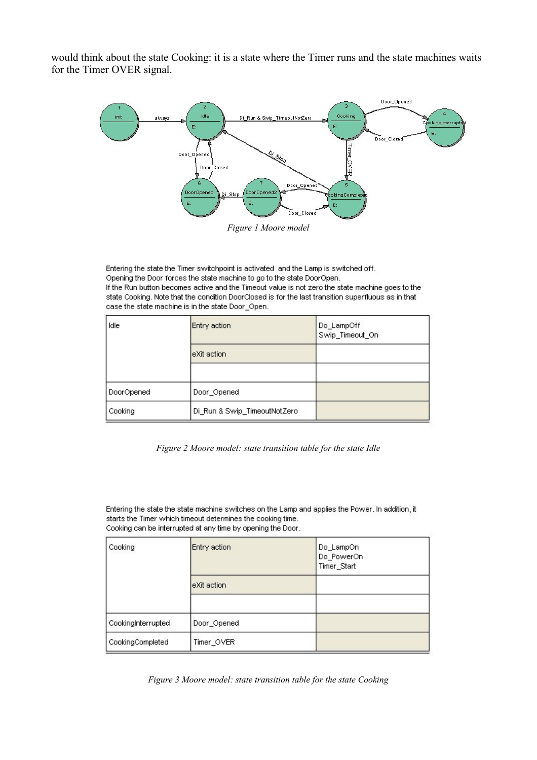would think about the state Cooking: it is a state where the Timer runs and the state machines waits for the Timer OVER signal.

*Figure 1 Moore model*

Entering the state the Timer switchpoint is activated and the Lamp is switched off.
Opening the Door forces the state machine to go to the state DoorOpen.
If the Run button becomes active and the Timeout value is not zero the state machine goes to the state Cooking. Note that the condition DoorClosed is for the last transition superfluous as in that case the state machine is in the state Door_Open.

| Idle | Entry action | Do_LampOff<br>Swip_Timeout_On |
|---|---|---|
| | eXit action | |
| | | |
| DoorOpened | Door_Opened | |
| Cooking | Di_Run & Swip_TimeoutNotZero | |

*Figure 2 Moore model: state transition table for the state Idle*

Entering the state the state machine switches on the Lamp and applies the Power. In addition, it starts the Timer which timeout determines the cooking time.
Cooking can be interrupted at any time by opening the Door.

| Cooking | Entry action | Do_LampOn<br>Do_PowerOn<br>Timer_Start |
|---|---|---|
| | eXit action | |
| | | |
| CookingInterrupted | Door_Opened | |
| CookingCompleted | Timer_OVER | |

*Figure 3 Moore model: state transition table for the state Cooking*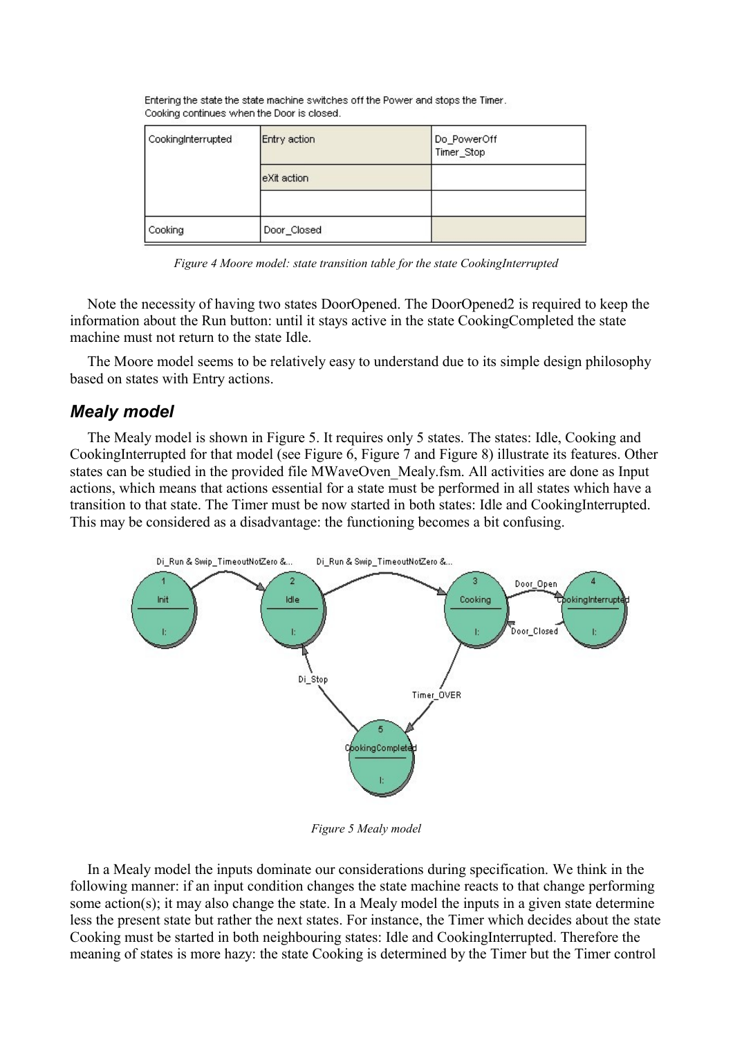Entering the state the state machine switches off the Power and stops the Timer.
Cooking continues when the Door is closed.

| CookingInterrupted | Entry action | Do_PowerOff<br>Timer_Stop |
|---|---|---|
| | eXit action | |
| | | |
| Cooking | Door_Closed | |

*Figure 4 Moore model: state transition table for the state CookingInterrupted*

Note the necessity of having two states DoorOpened. The DoorOpened2 is required to keep the information about the Run button: until it stays active in the state CookingCompleted the state machine must not return to the state Idle.

The Moore model seems to be relatively easy to understand due to its simple design philosophy based on states with Entry actions.

## *Mealy model*

The Mealy model is shown in Figure 5. It requires only 5 states. The states: Idle, Cooking and CookingInterrupted for that model (see Figure 6, Figure 7 and Figure 8) illustrate its features. Other states can be studied in the provided file MWaveOven_Mealy.fsm. All activities are done as Input actions, which means that actions essential for a state must be performed in all states which have a transition to that state. The Timer must be now started in both states: Idle and CookingInterrupted. This may be considered as a disadvantage: the functioning becomes a bit confusing.

*Figure 5 Mealy model*

In a Mealy model the inputs dominate our considerations during specification. We think in the following manner: if an input condition changes the state machine reacts to that change performing some action(s); it may also change the state. In a Mealy model the inputs in a given state determine less the present state but rather the next states. For instance, the Timer which decides about the state Cooking must be started in both neighbouring states: Idle and CookingInterrupted. Therefore the meaning of states is more hazy: the state Cooking is determined by the Timer but the Timer control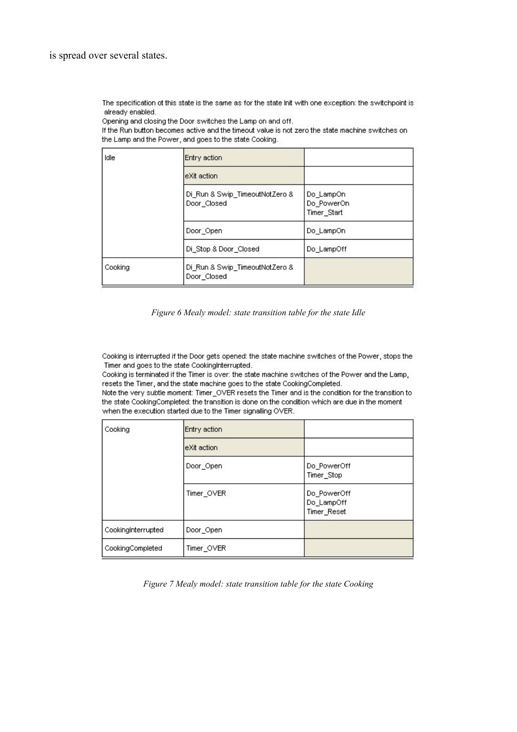is spread over several states.

The specification ot this state is the same as for the state Init with one exception: the switchpoint is already enabled.
Opening and closing the Door switches the Lamp on and off.
If the Run button becomes active and the timeout value is not zero the state machine switches on the Lamp and the Power, and goes to the state Cooking.

| Idle | Entry action | |
|---|---|---|
| | eXit action | |
| | Di_Run & Swip_TimeoutNotZero & Door_Closed | Do_LampOn<br>Do_PowerOn<br>Timer_Start |
| | Door_Open | Do_LampOn |
| | Di_Stop & Door_Closed | Do_LampOff |
| Cooking | Di_Run & Swip_TimeoutNotZero & Door_Closed | |

*Figure 6 Mealy model: state transition table for the state Idle*

Cooking is interrupted if the Door gets opened: the state machine switches of the Power, stops the Timer and goes to the state CookingInterrupted.
Cooking is terminated if the Timer is over: the state machine switches of the Power and the Lamp, resets the Timer, and the state machine goes to the state CookingCompleted.
Note the very subtle moment: Timer_OVER resets the Timer and is the condition for the transition to the state CookingCompleted: the transition is done on the condition which are due in the moment when the execution started due to the Timer signalling OVER.

| Cooking | Entry action | |
|---|---|---|
| | eXit action | |
| | Door_Open | Do_PowerOff<br>Timer_Stop |
| | Timer_OVER | Do_PowerOff<br>Do_LampOff<br>Timer_Reset |
| CookingInterrupted | Door_Open | |
| CookingCompleted | Timer_OVER | |

*Figure 7 Mealy model: state transition table for the state Cooking*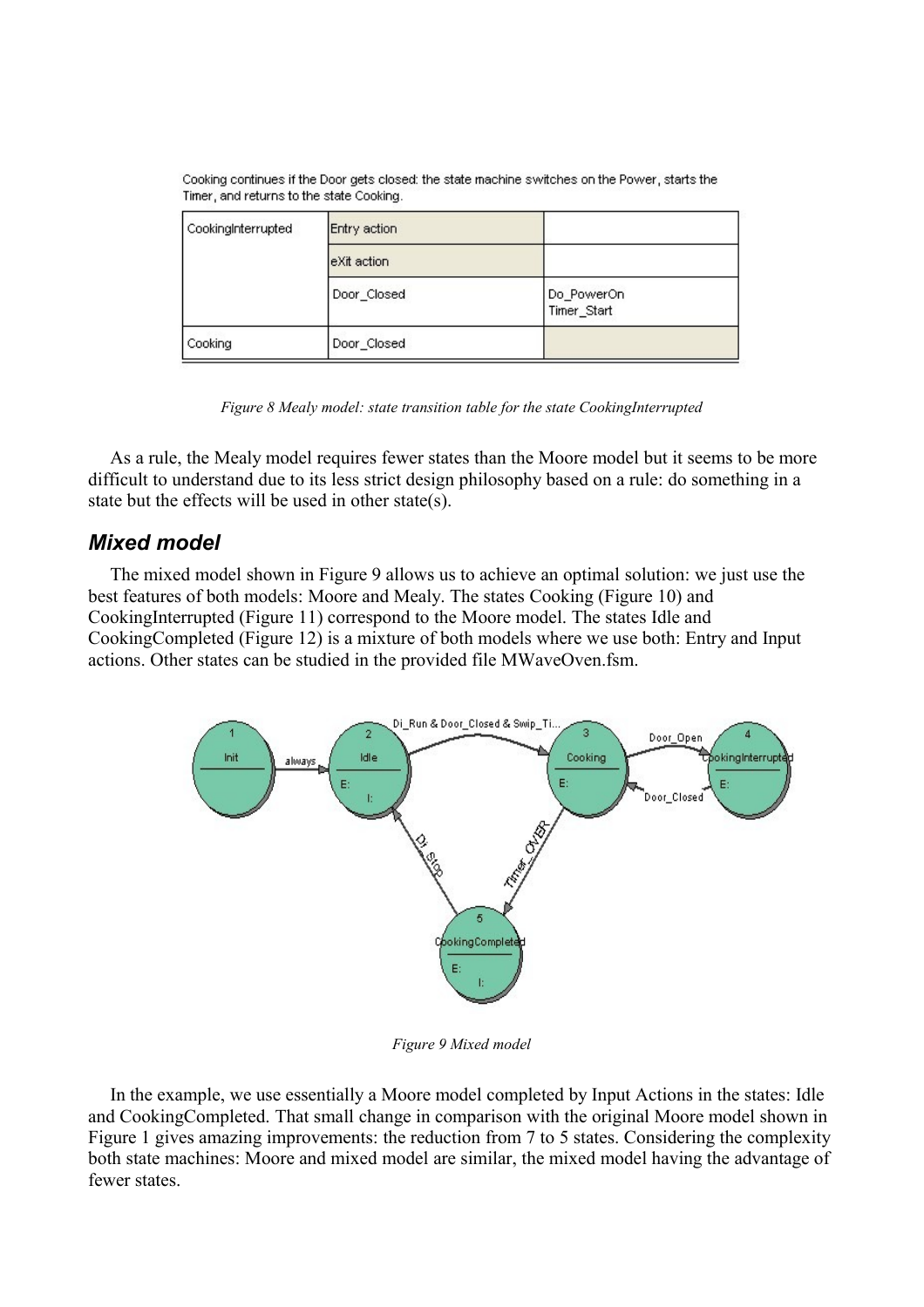Cooking continues if the Door gets closed: the state machine switches on the Power, starts the Timer, and returns to the state Cooking.

| CookingInterrupted | Entry action | |
| --- | --- | --- |
| | eXit action | |
| | Door_Closed | Do_PowerOn Timer_Start |
| Cooking | Door_Closed | |

*Figure 8 Mealy model: state transition table for the state CookingInterrupted*

As a rule, the Mealy model requires fewer states than the Moore model but it seems to be more difficult to understand due to its less strict design philosophy based on a rule: do something in a state but the effects will be used in other state(s).

## Mixed model

The mixed model shown in Figure 9 allows us to achieve an optimal solution: we just use the best features of both models: Moore and Mealy. The states Cooking (Figure 10) and CookingInterrupted (Figure 11) correspond to the Moore model. The states Idle and CookingCompleted (Figure 12) is a mixture of both models where we use both: Entry and Input actions. Other states can be studied in the provided file MWaveOven.fsm.

*Figure 9 Mixed model*

In the example, we use essentially a Moore model completed by Input Actions in the states: Idle and CookingCompleted. That small change in comparison with the original Moore model shown in Figure 1 gives amazing improvements: the reduction from 7 to 5 states. Considering the complexity both state machines: Moore and mixed model are similar, the mixed model having the advantage of fewer states.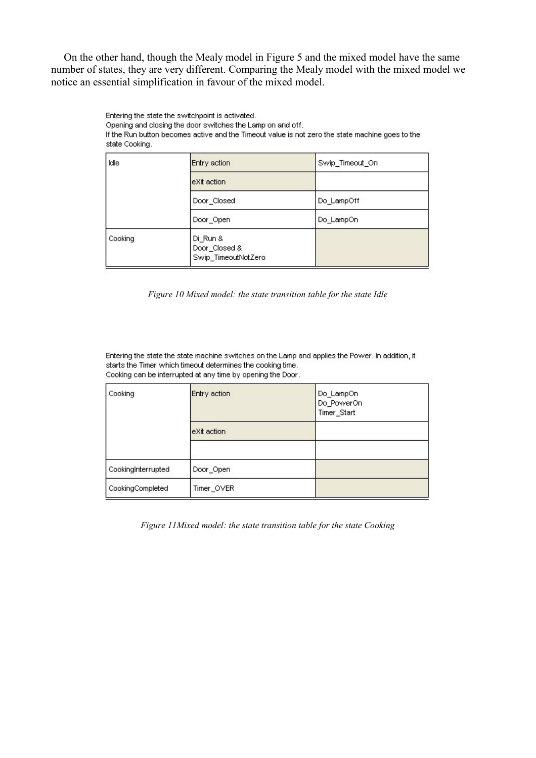On the other hand, though the Mealy model in Figure 5 and the mixed model have the same number of states, they are very different. Comparing the Mealy model with the mixed model we notice an essential simplification in favour of the mixed model.

Entering the state the switchpoint is activated.
Opening and closing the door switches the Lamp on and off.
If the Run button becomes active and the Timeout value is not zero the state machine goes to the state Cooking.

| Idle | Entry action | Swip_Timeout_On |
|---|---|---|
| | eXit action | |
| | Door_Closed | Do_LampOff |
| | Door_Open | Do_LampOn |
| Cooking | Di_Run & Door_Closed & Swip_TimeoutNotZero | |

*Figure 10 Mixed model: the state transition table for the state Idle*

Entering the state the state machine switches on the Lamp and applies the Power. In addition, it starts the Timer which timeout determines the cooking time.
Cooking can be interrupted at any time by opening the Door.

| Cooking | Entry action | Do_LampOn Do_PowerOn Timer_Start |
|---|---|---|
| | eXit action | |
| | | |
| CookingInterrupted | Door_Open | |
| CookingCompleted | Timer_OVER | |

*Figure 11Mixed model: the state transition table for the state Cooking*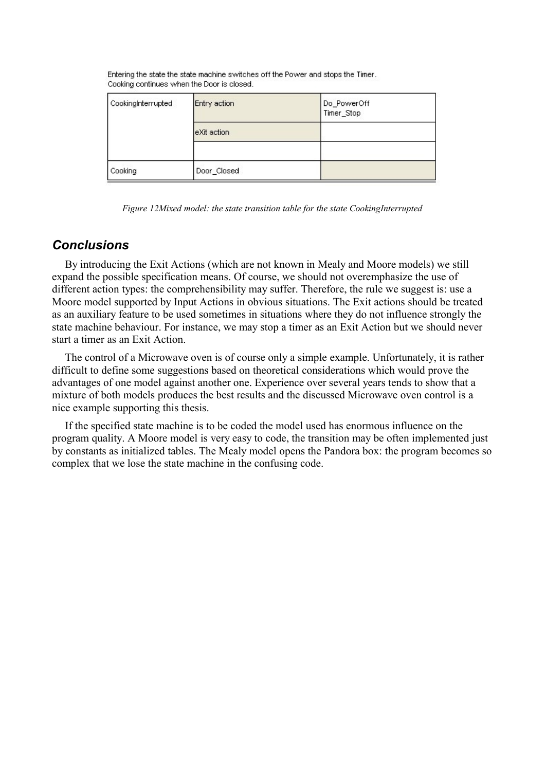Entering the state the state machine switches off the Power and stops the Timer.
Cooking continues when the Door is closed.

| | | |
|---|---|---|
| CookingInterrupted | Entry action | Do_PowerOff<br>Timer_Stop |
| | eXit action | |
| | | |
| Cooking | Door_Closed | |

*Figure 12Mixed model: the state transition table for the state CookingInterrupted*

## Conclusions

By introducing the Exit Actions (which are not known in Mealy and Moore models) we still expand the possible specification means. Of course, we should not overemphasize the use of different action types: the comprehensibility may suffer. Therefore, the rule we suggest is: use a Moore model supported by Input Actions in obvious situations. The Exit actions should be treated as an auxiliary feature to be used sometimes in situations where they do not influence strongly the state machine behaviour. For instance, we may stop a timer as an Exit Action but we should never start a timer as an Exit Action.

The control of a Microwave oven is of course only a simple example. Unfortunately, it is rather difficult to define some suggestions based on theoretical considerations which would prove the advantages of one model against another one. Experience over several years tends to show that a mixture of both models produces the best results and the discussed Microwave oven control is a nice example supporting this thesis.

If the specified state machine is to be coded the model used has enormous influence on the program quality. A Moore model is very easy to code, the transition may be often implemented just by constants as initialized tables. The Mealy model opens the Pandora box: the program becomes so complex that we lose the state machine in the confusing code.